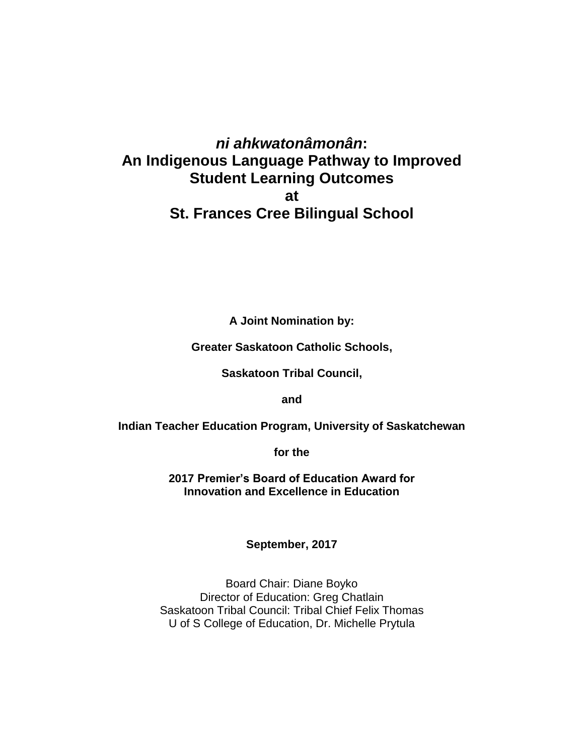# *ni ahkwatonâmonân*: An Indigenous Language Pathway to Improved Student Learning Outcomes at St. Frances Cree Bilingual School

**A Joint Nomination by:**

**Greater Saskatoon Catholic Schools,**

**Saskatoon Tribal Council,**

**and**

**Indian Teacher Education Program, University of Saskatchewan**

**for the**

**2017 Premier's Board of Education Award for Innovation and Excellence in Education**

**September, 2017**

Board Chair: Diane Boyko
Director of Education: Greg Chatlain
Saskatoon Tribal Council: Tribal Chief Felix Thomas
U of S College of Education, Dr. Michelle Prytula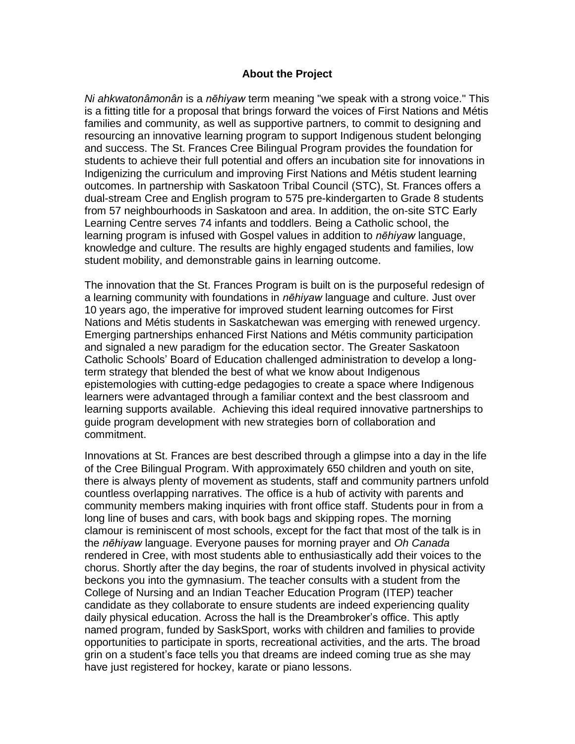## About the Project

*Ni ahkwatonâmonân* is a *nēhiyaw* term meaning "we speak with a strong voice." This is a fitting title for a proposal that brings forward the voices of First Nations and Métis families and community, as well as supportive partners, to commit to designing and resourcing an innovative learning program to support Indigenous student belonging and success. The St. Frances Cree Bilingual Program provides the foundation for students to achieve their full potential and offers an incubation site for innovations in Indigenizing the curriculum and improving First Nations and Métis student learning outcomes. In partnership with Saskatoon Tribal Council (STC), St. Frances offers a dual-stream Cree and English program to 575 pre-kindergarten to Grade 8 students from 57 neighbourhoods in Saskatoon and area. In addition, the on-site STC Early Learning Centre serves 74 infants and toddlers. Being a Catholic school, the learning program is infused with Gospel values in addition to *nēhiyaw* language, knowledge and culture. The results are highly engaged students and families, low student mobility, and demonstrable gains in learning outcome.

The innovation that the St. Frances Program is built on is the purposeful redesign of a learning community with foundations in *nēhiyaw* language and culture. Just over 10 years ago, the imperative for improved student learning outcomes for First Nations and Métis students in Saskatchewan was emerging with renewed urgency. Emerging partnerships enhanced First Nations and Métis community participation and signaled a new paradigm for the education sector. The Greater Saskatoon Catholic Schools' Board of Education challenged administration to develop a long-term strategy that blended the best of what we know about Indigenous epistemologies with cutting-edge pedagogies to create a space where Indigenous learners were advantaged through a familiar context and the best classroom and learning supports available. Achieving this ideal required innovative partnerships to guide program development with new strategies born of collaboration and commitment.

Innovations at St. Frances are best described through a glimpse into a day in the life of the Cree Bilingual Program. With approximately 650 children and youth on site, there is always plenty of movement as students, staff and community partners unfold countless overlapping narratives. The office is a hub of activity with parents and community members making inquiries with front office staff. Students pour in from a long line of buses and cars, with book bags and skipping ropes. The morning clamour is reminiscent of most schools, except for the fact that most of the talk is in the *nēhiyaw* language. Everyone pauses for morning prayer and *Oh Canada* rendered in Cree, with most students able to enthusiastically add their voices to the chorus. Shortly after the day begins, the roar of students involved in physical activity beckons you into the gymnasium. The teacher consults with a student from the College of Nursing and an Indian Teacher Education Program (ITEP) teacher candidate as they collaborate to ensure students are indeed experiencing quality daily physical education. Across the hall is the Dreambroker's office. This aptly named program, funded by SaskSport, works with children and families to provide opportunities to participate in sports, recreational activities, and the arts. The broad grin on a student's face tells you that dreams are indeed coming true as she may have just registered for hockey, karate or piano lessons.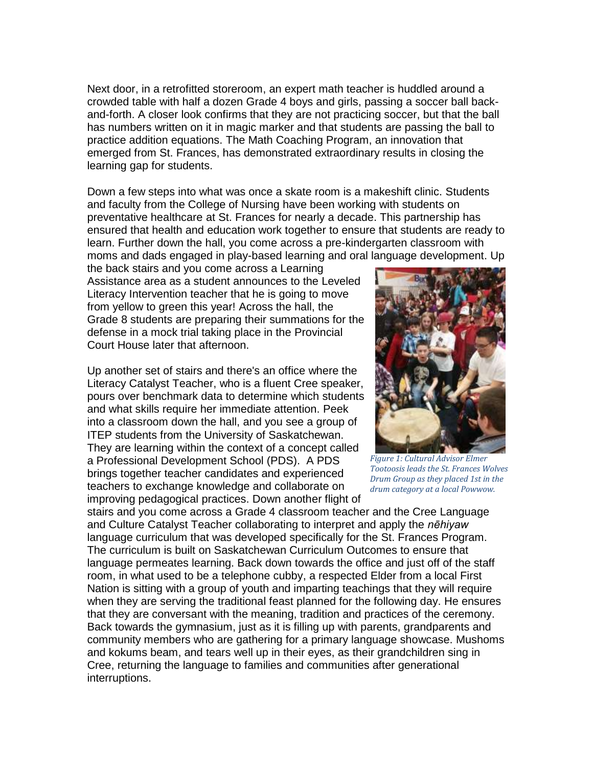Next door, in a retrofitted storeroom, an expert math teacher is huddled around a crowded table with half a dozen Grade 4 boys and girls, passing a soccer ball back-and-forth. A closer look confirms that they are not practicing soccer, but that the ball has numbers written on it in magic marker and that students are passing the ball to practice addition equations. The Math Coaching Program, an innovation that emerged from St. Frances, has demonstrated extraordinary results in closing the learning gap for students.

Down a few steps into what was once a skate room is a makeshift clinic. Students and faculty from the College of Nursing have been working with students on preventative healthcare at St. Frances for nearly a decade. This partnership has ensured that health and education work together to ensure that students are ready to learn. Further down the hall, you come across a pre-kindergarten classroom with moms and dads engaged in play-based learning and oral language development. Up the back stairs and you come across a Learning Assistance area as a student announces to the Leveled Literacy Intervention teacher that he is going to move from yellow to green this year! Across the hall, the Grade 8 students are preparing their summations for the defense in a mock trial taking place in the Provincial Court House later that afternoon.

Up another set of stairs and there's an office where the Literacy Catalyst Teacher, who is a fluent Cree speaker, pours over benchmark data to determine which students and what skills require her immediate attention. Peek into a classroom down the hall, and you see a group of ITEP students from the University of Saskatchewan. They are learning within the context of a concept called a Professional Development School (PDS). A PDS brings together teacher candidates and experienced teachers to exchange knowledge and collaborate on improving pedagogical practices. Down another flight of stairs and you come across a Grade 4 classroom teacher and the Cree Language and Culture Catalyst Teacher collaborating to interpret and apply the *nēhiyaw* language curriculum that was developed specifically for the St. Frances Program. The curriculum is built on Saskatchewan Curriculum Outcomes to ensure that language permeates learning. Back down towards the office and just off of the staff room, in what used to be a telephone cubby, a respected Elder from a local First Nation is sitting with a group of youth and imparting teachings that they will require when they are serving the traditional feast planned for the following day. He ensures that they are conversant with the meaning, tradition and practices of the ceremony. Back towards the gymnasium, just as it is filling up with parents, grandparents and community members who are gathering for a primary language showcase. Mushoms and kokums beam, and tears well up in their eyes, as their grandchildren sing in Cree, returning the language to families and communities after generational interruptions.

*Figure 1: Cultural Advisor Elmer Tootoosis leads the St. Frances Wolves Drum Group as they placed 1st in the drum category at a local Powwow.*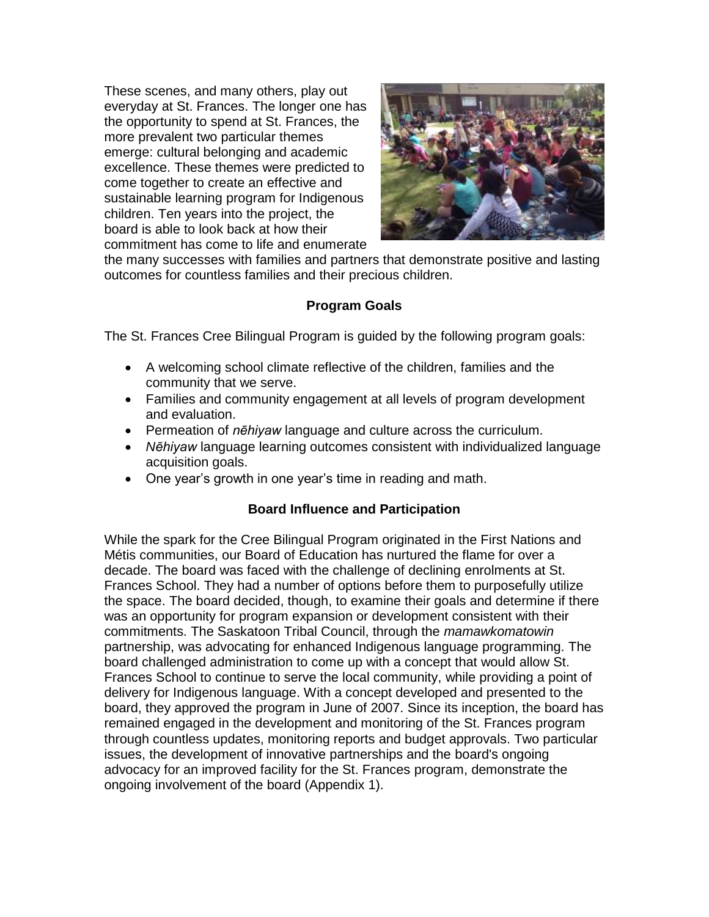These scenes, and many others, play out everyday at St. Frances. The longer one has the opportunity to spend at St. Frances, the more prevalent two particular themes emerge: cultural belonging and academic excellence. These themes were predicted to come together to create an effective and sustainable learning program for Indigenous children. Ten years into the project, the board is able to look back at how their commitment has come to life and enumerate the many successes with families and partners that demonstrate positive and lasting outcomes for countless families and their precious children.

## Program Goals

The St. Frances Cree Bilingual Program is guided by the following program goals:

- A welcoming school climate reflective of the children, families and the community that we serve.
- Families and community engagement at all levels of program development and evaluation.
- Permeation of *nēhiyaw* language and culture across the curriculum.
- *Nēhiyaw* language learning outcomes consistent with individualized language acquisition goals.
- One year's growth in one year's time in reading and math.

## Board Influence and Participation

While the spark for the Cree Bilingual Program originated in the First Nations and Métis communities, our Board of Education has nurtured the flame for over a decade. The board was faced with the challenge of declining enrolments at St. Frances School. They had a number of options before them to purposefully utilize the space. The board decided, though, to examine their goals and determine if there was an opportunity for program expansion or development consistent with their commitments. The Saskatoon Tribal Council, through the *mamawkomatowin* partnership, was advocating for enhanced Indigenous language programming. The board challenged administration to come up with a concept that would allow St. Frances School to continue to serve the local community, while providing a point of delivery for Indigenous language. With a concept developed and presented to the board, they approved the program in June of 2007. Since its inception, the board has remained engaged in the development and monitoring of the St. Frances program through countless updates, monitoring reports and budget approvals. Two particular issues, the development of innovative partnerships and the board's ongoing advocacy for an improved facility for the St. Frances program, demonstrate the ongoing involvement of the board (Appendix 1).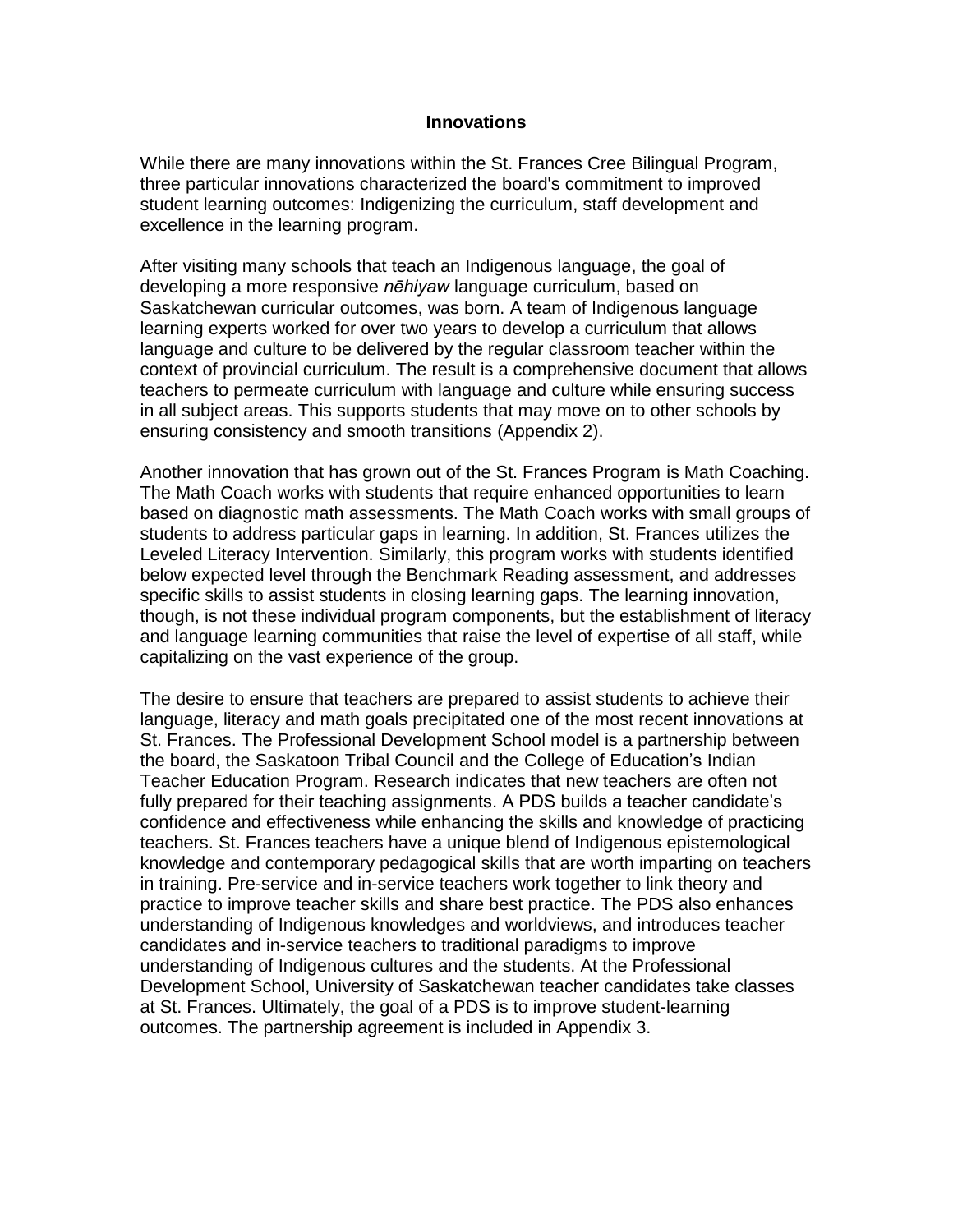## Innovations

While there are many innovations within the St. Frances Cree Bilingual Program, three particular innovations characterized the board's commitment to improved student learning outcomes: Indigenizing the curriculum, staff development and excellence in the learning program.

After visiting many schools that teach an Indigenous language, the goal of developing a more responsive *nēhiyaw* language curriculum, based on Saskatchewan curricular outcomes, was born. A team of Indigenous language learning experts worked for over two years to develop a curriculum that allows language and culture to be delivered by the regular classroom teacher within the context of provincial curriculum. The result is a comprehensive document that allows teachers to permeate curriculum with language and culture while ensuring success in all subject areas. This supports students that may move on to other schools by ensuring consistency and smooth transitions (Appendix 2).

Another innovation that has grown out of the St. Frances Program is Math Coaching. The Math Coach works with students that require enhanced opportunities to learn based on diagnostic math assessments. The Math Coach works with small groups of students to address particular gaps in learning. In addition, St. Frances utilizes the Leveled Literacy Intervention. Similarly, this program works with students identified below expected level through the Benchmark Reading assessment, and addresses specific skills to assist students in closing learning gaps. The learning innovation, though, is not these individual program components, but the establishment of literacy and language learning communities that raise the level of expertise of all staff, while capitalizing on the vast experience of the group.

The desire to ensure that teachers are prepared to assist students to achieve their language, literacy and math goals precipitated one of the most recent innovations at St. Frances. The Professional Development School model is a partnership between the board, the Saskatoon Tribal Council and the College of Education's Indian Teacher Education Program. Research indicates that new teachers are often not fully prepared for their teaching assignments. A PDS builds a teacher candidate's confidence and effectiveness while enhancing the skills and knowledge of practicing teachers. St. Frances teachers have a unique blend of Indigenous epistemological knowledge and contemporary pedagogical skills that are worth imparting on teachers in training. Pre-service and in-service teachers work together to link theory and practice to improve teacher skills and share best practice. The PDS also enhances understanding of Indigenous knowledges and worldviews, and introduces teacher candidates and in-service teachers to traditional paradigms to improve understanding of Indigenous cultures and the students. At the Professional Development School, University of Saskatchewan teacher candidates take classes at St. Frances. Ultimately, the goal of a PDS is to improve student-learning outcomes. The partnership agreement is included in Appendix 3.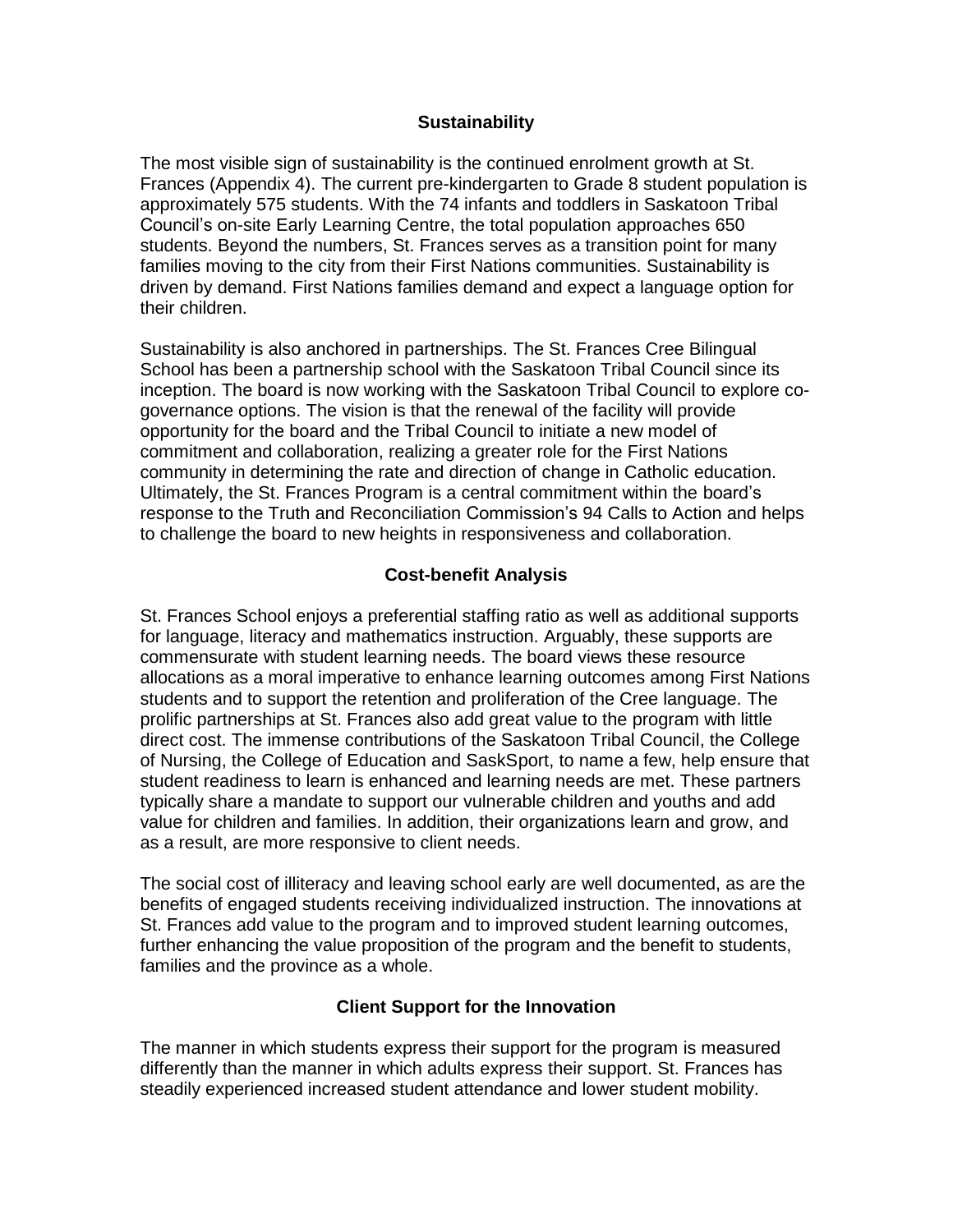## Sustainability

The most visible sign of sustainability is the continued enrolment growth at St. Frances (Appendix 4). The current pre-kindergarten to Grade 8 student population is approximately 575 students. With the 74 infants and toddlers in Saskatoon Tribal Council's on-site Early Learning Centre, the total population approaches 650 students. Beyond the numbers, St. Frances serves as a transition point for many families moving to the city from their First Nations communities. Sustainability is driven by demand. First Nations families demand and expect a language option for their children.

Sustainability is also anchored in partnerships. The St. Frances Cree Bilingual School has been a partnership school with the Saskatoon Tribal Council since its inception. The board is now working with the Saskatoon Tribal Council to explore co-governance options. The vision is that the renewal of the facility will provide opportunity for the board and the Tribal Council to initiate a new model of commitment and collaboration, realizing a greater role for the First Nations community in determining the rate and direction of change in Catholic education. Ultimately, the St. Frances Program is a central commitment within the board's response to the Truth and Reconciliation Commission's 94 Calls to Action and helps to challenge the board to new heights in responsiveness and collaboration.

## Cost-benefit Analysis

St. Frances School enjoys a preferential staffing ratio as well as additional supports for language, literacy and mathematics instruction. Arguably, these supports are commensurate with student learning needs. The board views these resource allocations as a moral imperative to enhance learning outcomes among First Nations students and to support the retention and proliferation of the Cree language. The prolific partnerships at St. Frances also add great value to the program with little direct cost. The immense contributions of the Saskatoon Tribal Council, the College of Nursing, the College of Education and SaskSport, to name a few, help ensure that student readiness to learn is enhanced and learning needs are met. These partners typically share a mandate to support our vulnerable children and youths and add value for children and families. In addition, their organizations learn and grow, and as a result, are more responsive to client needs.

The social cost of illiteracy and leaving school early are well documented, as are the benefits of engaged students receiving individualized instruction. The innovations at St. Frances add value to the program and to improved student learning outcomes, further enhancing the value proposition of the program and the benefit to students, families and the province as a whole.

## Client Support for the Innovation

The manner in which students express their support for the program is measured differently than the manner in which adults express their support. St. Frances has steadily experienced increased student attendance and lower student mobility.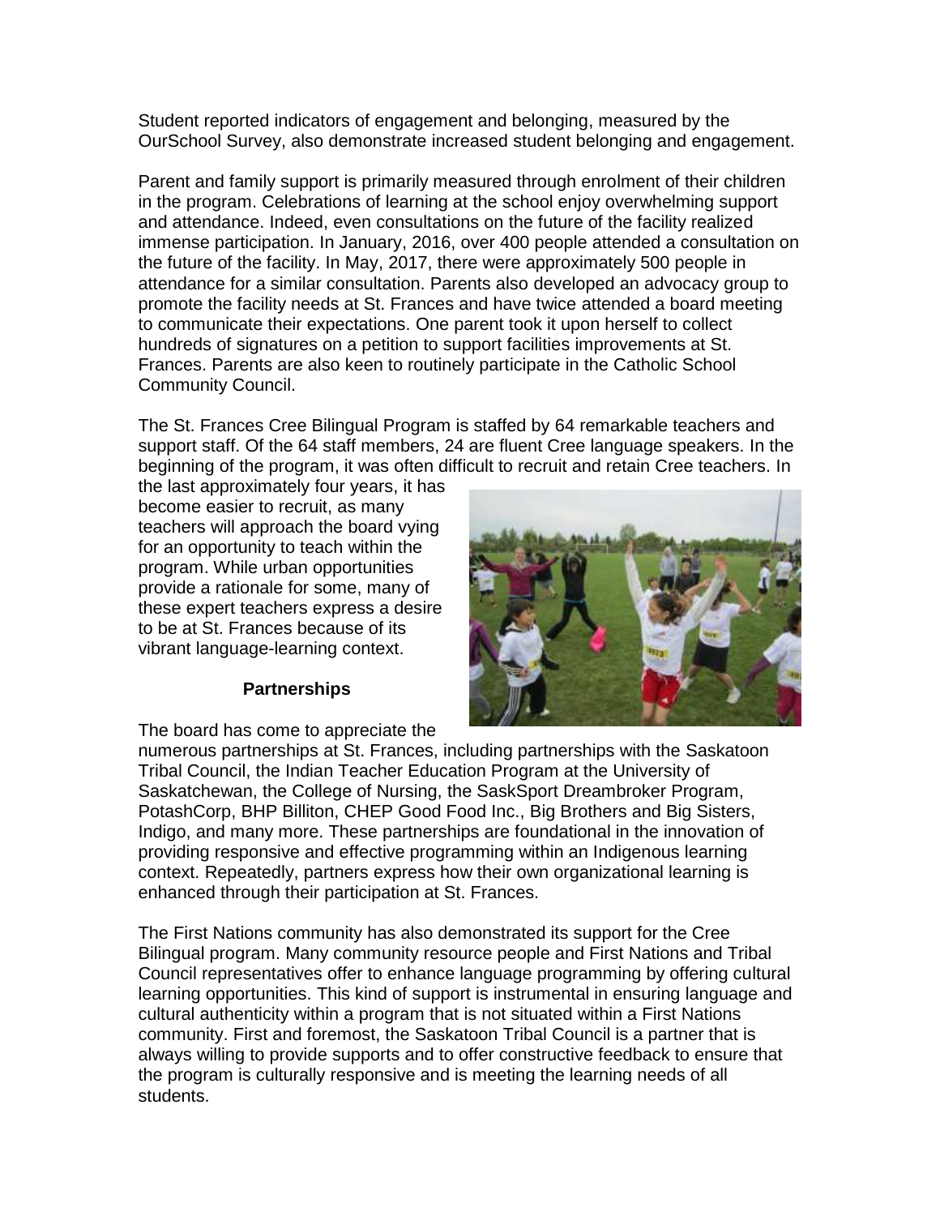Student reported indicators of engagement and belonging, measured by the OurSchool Survey, also demonstrate increased student belonging and engagement.

Parent and family support is primarily measured through enrolment of their children in the program. Celebrations of learning at the school enjoy overwhelming support and attendance. Indeed, even consultations on the future of the facility realized immense participation. In January, 2016, over 400 people attended a consultation on the future of the facility. In May, 2017, there were approximately 500 people in attendance for a similar consultation. Parents also developed an advocacy group to promote the facility needs at St. Frances and have twice attended a board meeting to communicate their expectations. One parent took it upon herself to collect hundreds of signatures on a petition to support facilities improvements at St. Frances. Parents are also keen to routinely participate in the Catholic School Community Council.

The St. Frances Cree Bilingual Program is staffed by 64 remarkable teachers and support staff. Of the 64 staff members, 24 are fluent Cree language speakers. In the beginning of the program, it was often difficult to recruit and retain Cree teachers. In the last approximately four years, it has become easier to recruit, as many teachers will approach the board vying for an opportunity to teach within the program. While urban opportunities provide a rationale for some, many of these expert teachers express a desire to be at St. Frances because of its vibrant language-learning context.

**Partnerships**

The board has come to appreciate the numerous partnerships at St. Frances, including partnerships with the Saskatoon Tribal Council, the Indian Teacher Education Program at the University of Saskatchewan, the College of Nursing, the SaskSport Dreambroker Program, PotashCorp, BHP Billiton, CHEP Good Food Inc., Big Brothers and Big Sisters, Indigo, and many more. These partnerships are foundational in the innovation of providing responsive and effective programming within an Indigenous learning context. Repeatedly, partners express how their own organizational learning is enhanced through their participation at St. Frances.

The First Nations community has also demonstrated its support for the Cree Bilingual program. Many community resource people and First Nations and Tribal Council representatives offer to enhance language programming by offering cultural learning opportunities. This kind of support is instrumental in ensuring language and cultural authenticity within a program that is not situated within a First Nations community. First and foremost, the Saskatoon Tribal Council is a partner that is always willing to provide supports and to offer constructive feedback to ensure that the program is culturally responsive and is meeting the learning needs of all students.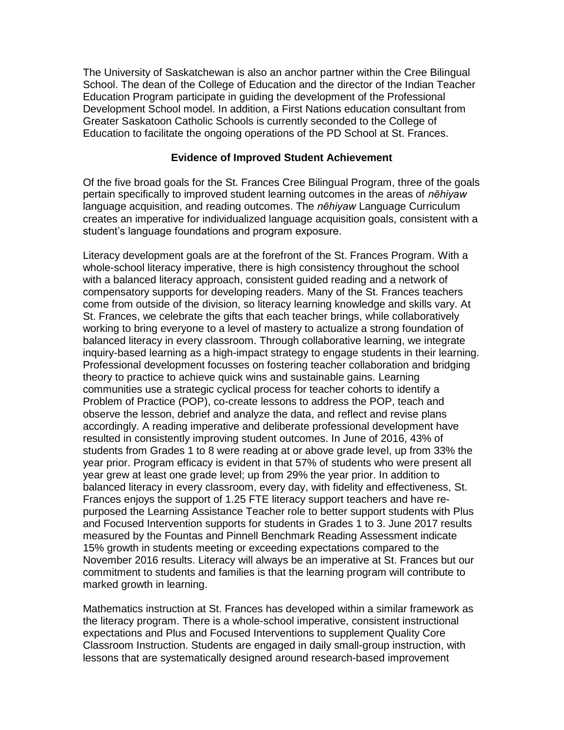The University of Saskatchewan is also an anchor partner within the Cree Bilingual School. The dean of the College of Education and the director of the Indian Teacher Education Program participate in guiding the development of the Professional Development School model. In addition, a First Nations education consultant from Greater Saskatoon Catholic Schools is currently seconded to the College of Education to facilitate the ongoing operations of the PD School at St. Frances.

**Evidence of Improved Student Achievement**

Of the five broad goals for the St. Frances Cree Bilingual Program, three of the goals pertain specifically to improved student learning outcomes in the areas of *nēhiyaw* language acquisition, and reading outcomes. The *nēhiyaw* Language Curriculum creates an imperative for individualized language acquisition goals, consistent with a student's language foundations and program exposure.

Literacy development goals are at the forefront of the St. Frances Program. With a whole-school literacy imperative, there is high consistency throughout the school with a balanced literacy approach, consistent guided reading and a network of compensatory supports for developing readers. Many of the St. Frances teachers come from outside of the division, so literacy learning knowledge and skills vary. At St. Frances, we celebrate the gifts that each teacher brings, while collaboratively working to bring everyone to a level of mastery to actualize a strong foundation of balanced literacy in every classroom. Through collaborative learning, we integrate inquiry-based learning as a high-impact strategy to engage students in their learning. Professional development focusses on fostering teacher collaboration and bridging theory to practice to achieve quick wins and sustainable gains. Learning communities use a strategic cyclical process for teacher cohorts to identify a Problem of Practice (POP), co-create lessons to address the POP, teach and observe the lesson, debrief and analyze the data, and reflect and revise plans accordingly. A reading imperative and deliberate professional development have resulted in consistently improving student outcomes. In June of 2016, 43% of students from Grades 1 to 8 were reading at or above grade level, up from 33% the year prior. Program efficacy is evident in that 57% of students who were present all year grew at least one grade level; up from 29% the year prior. In addition to balanced literacy in every classroom, every day, with fidelity and effectiveness, St. Frances enjoys the support of 1.25 FTE literacy support teachers and have re-purposed the Learning Assistance Teacher role to better support students with Plus and Focused Intervention supports for students in Grades 1 to 3. June 2017 results measured by the Fountas and Pinnell Benchmark Reading Assessment indicate 15% growth in students meeting or exceeding expectations compared to the November 2016 results. Literacy will always be an imperative at St. Frances but our commitment to students and families is that the learning program will contribute to marked growth in learning.

Mathematics instruction at St. Frances has developed within a similar framework as the literacy program. There is a whole-school imperative, consistent instructional expectations and Plus and Focused Interventions to supplement Quality Core Classroom Instruction. Students are engaged in daily small-group instruction, with lessons that are systematically designed around research-based improvement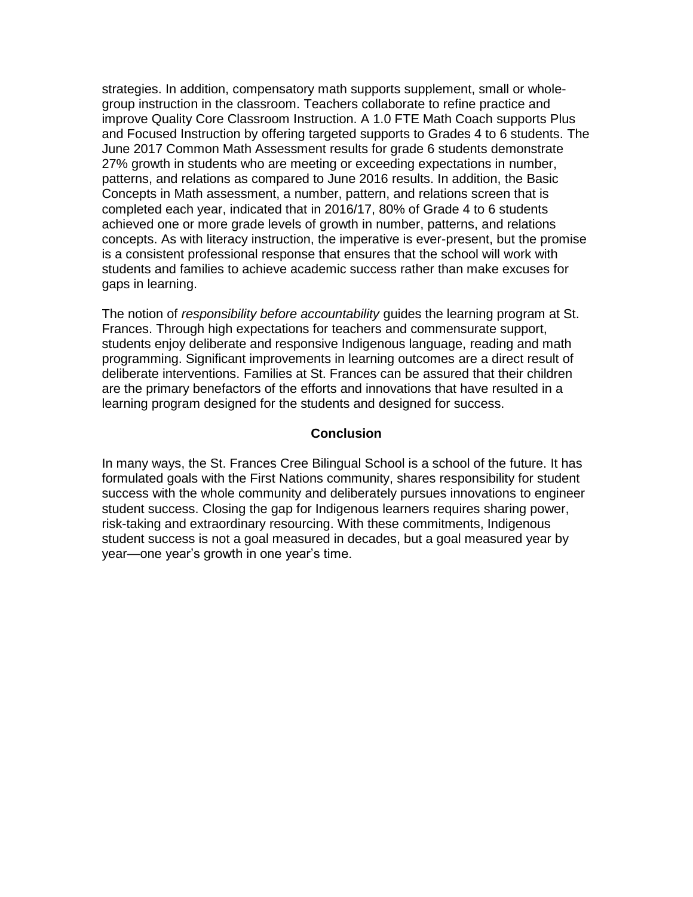strategies. In addition, compensatory math supports supplement, small or whole-group instruction in the classroom. Teachers collaborate to refine practice and improve Quality Core Classroom Instruction. A 1.0 FTE Math Coach supports Plus and Focused Instruction by offering targeted supports to Grades 4 to 6 students. The June 2017 Common Math Assessment results for grade 6 students demonstrate 27% growth in students who are meeting or exceeding expectations in number, patterns, and relations as compared to June 2016 results. In addition, the Basic Concepts in Math assessment, a number, pattern, and relations screen that is completed each year, indicated that in 2016/17, 80% of Grade 4 to 6 students achieved one or more grade levels of growth in number, patterns, and relations concepts. As with literacy instruction, the imperative is ever-present, but the promise is a consistent professional response that ensures that the school will work with students and families to achieve academic success rather than make excuses for gaps in learning.

The notion of *responsibility before accountability* guides the learning program at St. Frances. Through high expectations for teachers and commensurate support, students enjoy deliberate and responsive Indigenous language, reading and math programming. Significant improvements in learning outcomes are a direct result of deliberate interventions. Families at St. Frances can be assured that their children are the primary benefactors of the efforts and innovations that have resulted in a learning program designed for the students and designed for success.

## Conclusion

In many ways, the St. Frances Cree Bilingual School is a school of the future. It has formulated goals with the First Nations community, shares responsibility for student success with the whole community and deliberately pursues innovations to engineer student success. Closing the gap for Indigenous learners requires sharing power, risk-taking and extraordinary resourcing. With these commitments, Indigenous student success is not a goal measured in decades, but a goal measured year by year—one year's growth in one year's time.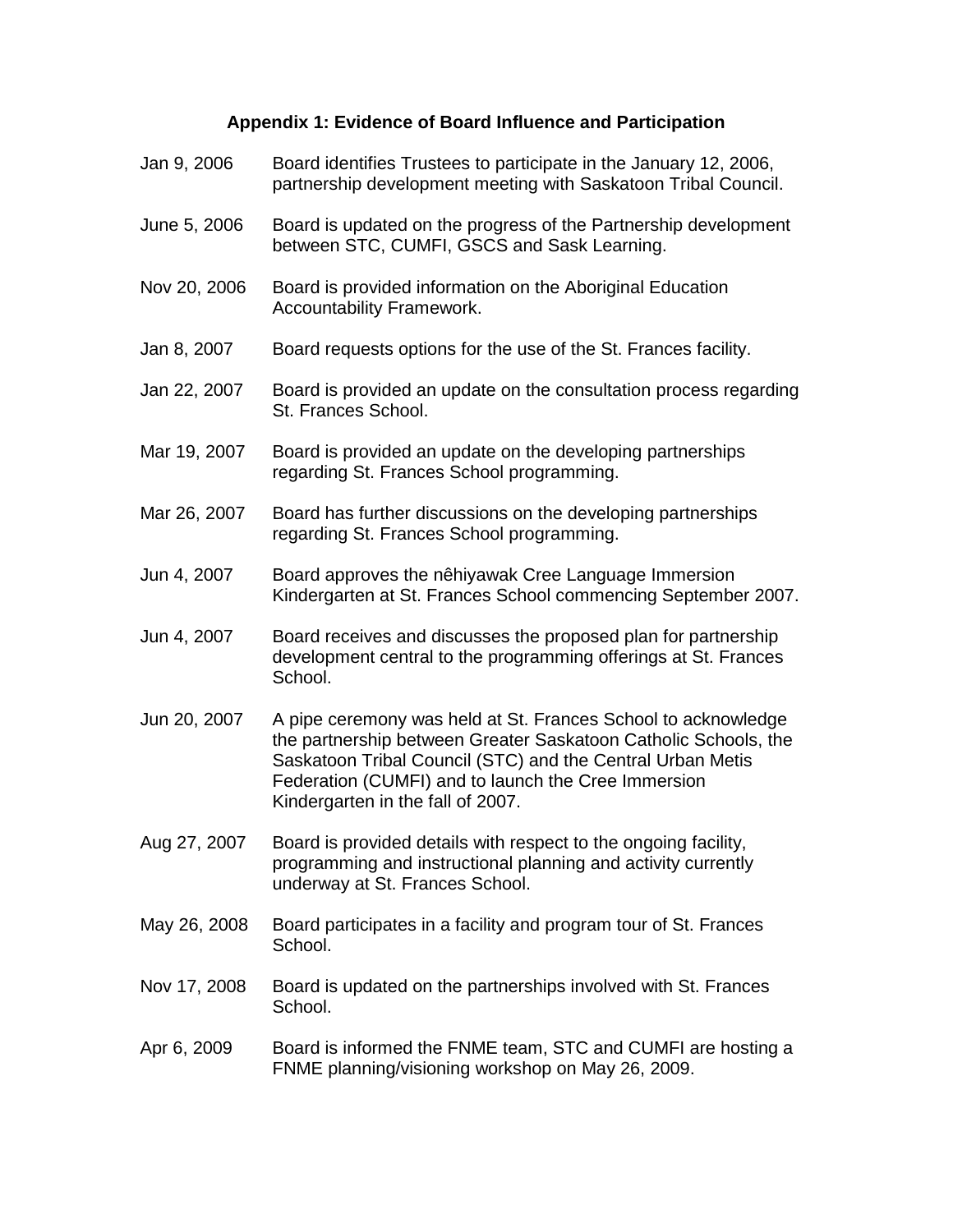### Appendix 1: Evidence of Board Influence and Participation

| | |
|---|---|
| Jan 9, 2006 | Board identifies Trustees to participate in the January 12, 2006, partnership development meeting with Saskatoon Tribal Council. |
| June 5, 2006 | Board is updated on the progress of the Partnership development between STC, CUMFI, GSCS and Sask Learning. |
| Nov 20, 2006 | Board is provided information on the Aboriginal Education Accountability Framework. |
| Jan 8, 2007 | Board requests options for the use of the St. Frances facility. |
| Jan 22, 2007 | Board is provided an update on the consultation process regarding St. Frances School. |
| Mar 19, 2007 | Board is provided an update on the developing partnerships regarding St. Frances School programming. |
| Mar 26, 2007 | Board has further discussions on the developing partnerships regarding St. Frances School programming. |
| Jun 4, 2007 | Board approves the nêhiyawak Cree Language Immersion Kindergarten at St. Frances School commencing September 2007. |
| Jun 4, 2007 | Board receives and discusses the proposed plan for partnership development central to the programming offerings at St. Frances School. |
| Jun 20, 2007 | A pipe ceremony was held at St. Frances School to acknowledge the partnership between Greater Saskatoon Catholic Schools, the Saskatoon Tribal Council (STC) and the Central Urban Metis Federation (CUMFI) and to launch the Cree Immersion Kindergarten in the fall of 2007. |
| Aug 27, 2007 | Board is provided details with respect to the ongoing facility, programming and instructional planning and activity currently underway at St. Frances School. |
| May 26, 2008 | Board participates in a facility and program tour of St. Frances School. |
| Nov 17, 2008 | Board is updated on the partnerships involved with St. Frances School. |
| Apr 6, 2009 | Board is informed the FNME team, STC and CUMFI are hosting a FNME planning/visioning workshop on May 26, 2009. |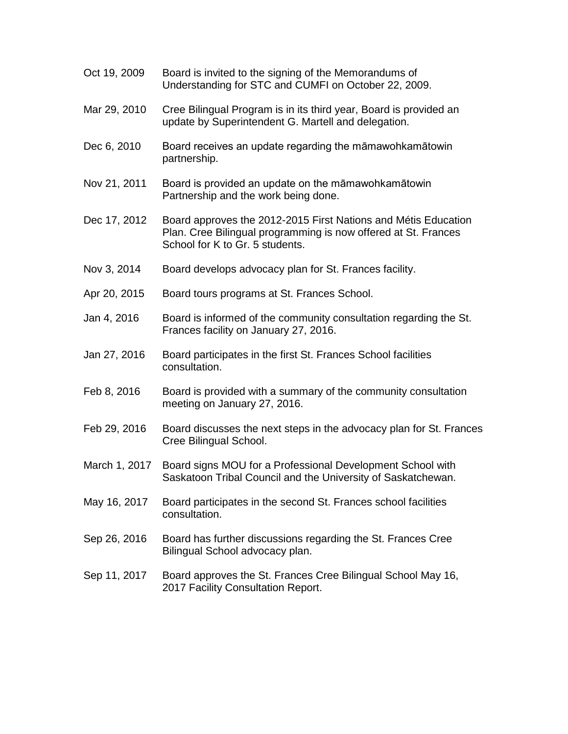| | |
|---|---|
| Oct 19, 2009 | Board is invited to the signing of the Memorandums of Understanding for STC and CUMFI on October 22, 2009. |
| Mar 29, 2010 | Cree Bilingual Program is in its third year, Board is provided an update by Superintendent G. Martell and delegation. |
| Dec 6, 2010 | Board receives an update regarding the māmawohkamātowin partnership. |
| Nov 21, 2011 | Board is provided an update on the māmawohkamātowin Partnership and the work being done. |
| Dec 17, 2012 | Board approves the 2012-2015 First Nations and Métis Education Plan. Cree Bilingual programming is now offered at St. Frances School for K to Gr. 5 students. |
| Nov 3, 2014 | Board develops advocacy plan for St. Frances facility. |
| Apr 20, 2015 | Board tours programs at St. Frances School. |
| Jan 4, 2016 | Board is informed of the community consultation regarding the St. Frances facility on January 27, 2016. |
| Jan 27, 2016 | Board participates in the first St. Frances School facilities consultation. |
| Feb 8, 2016 | Board is provided with a summary of the community consultation meeting on January 27, 2016. |
| Feb 29, 2016 | Board discusses the next steps in the advocacy plan for St. Frances Cree Bilingual School. |
| March 1, 2017 | Board signs MOU for a Professional Development School with Saskatoon Tribal Council and the University of Saskatchewan. |
| May 16, 2017 | Board participates in the second St. Frances school facilities consultation. |
| Sep 26, 2016 | Board has further discussions regarding the St. Frances Cree Bilingual School advocacy plan. |
| Sep 11, 2017 | Board approves the St. Frances Cree Bilingual School May 16, 2017 Facility Consultation Report. |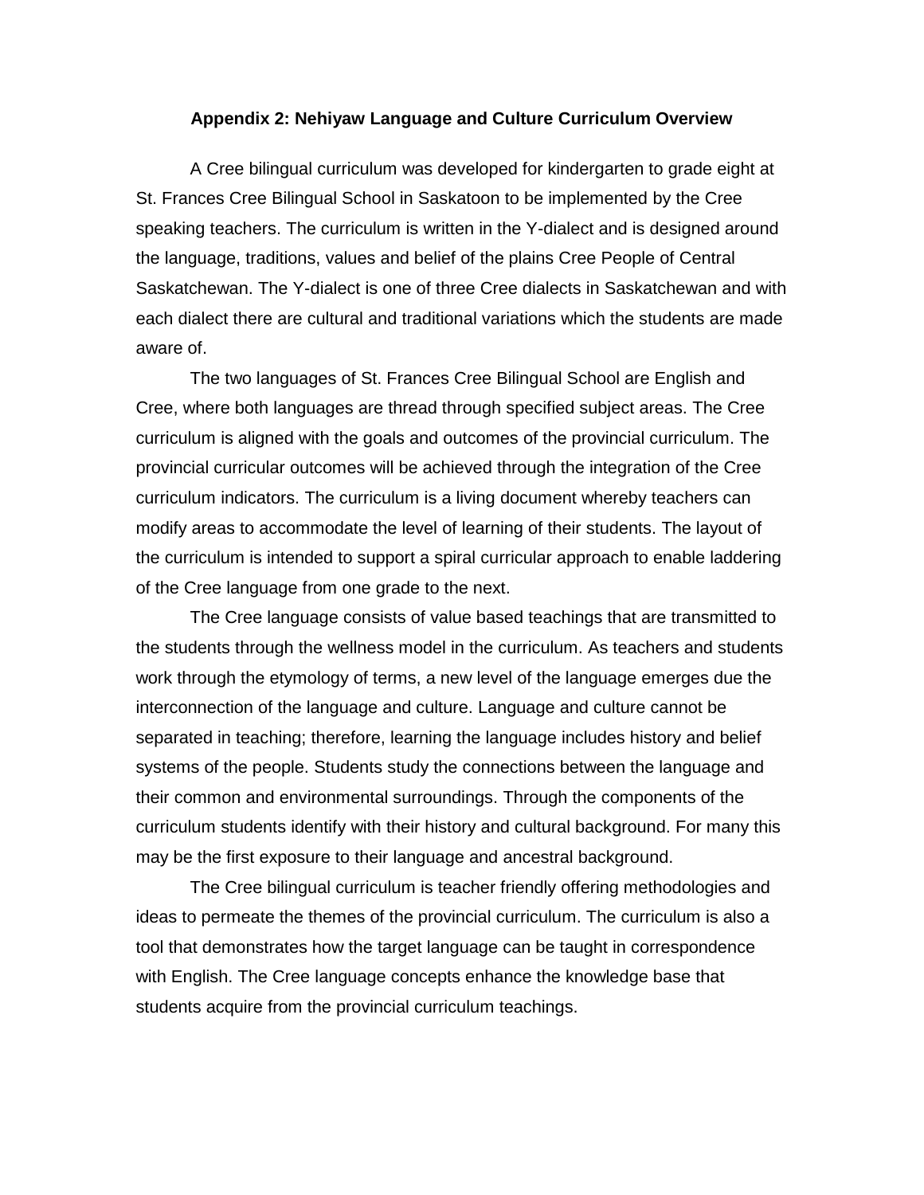## Appendix 2: Nehiyaw Language and Culture Curriculum Overview

A Cree bilingual curriculum was developed for kindergarten to grade eight at St. Frances Cree Bilingual School in Saskatoon to be implemented by the Cree speaking teachers. The curriculum is written in the Y-dialect and is designed around the language, traditions, values and belief of the plains Cree People of Central Saskatchewan. The Y-dialect is one of three Cree dialects in Saskatchewan and with each dialect there are cultural and traditional variations which the students are made aware of.

The two languages of St. Frances Cree Bilingual School are English and Cree, where both languages are thread through specified subject areas. The Cree curriculum is aligned with the goals and outcomes of the provincial curriculum. The provincial curricular outcomes will be achieved through the integration of the Cree curriculum indicators. The curriculum is a living document whereby teachers can modify areas to accommodate the level of learning of their students. The layout of the curriculum is intended to support a spiral curricular approach to enable laddering of the Cree language from one grade to the next.

The Cree language consists of value based teachings that are transmitted to the students through the wellness model in the curriculum. As teachers and students work through the etymology of terms, a new level of the language emerges due the interconnection of the language and culture. Language and culture cannot be separated in teaching; therefore, learning the language includes history and belief systems of the people. Students study the connections between the language and their common and environmental surroundings. Through the components of the curriculum students identify with their history and cultural background. For many this may be the first exposure to their language and ancestral background.

The Cree bilingual curriculum is teacher friendly offering methodologies and ideas to permeate the themes of the provincial curriculum. The curriculum is also a tool that demonstrates how the target language can be taught in correspondence with English. The Cree language concepts enhance the knowledge base that students acquire from the provincial curriculum teachings.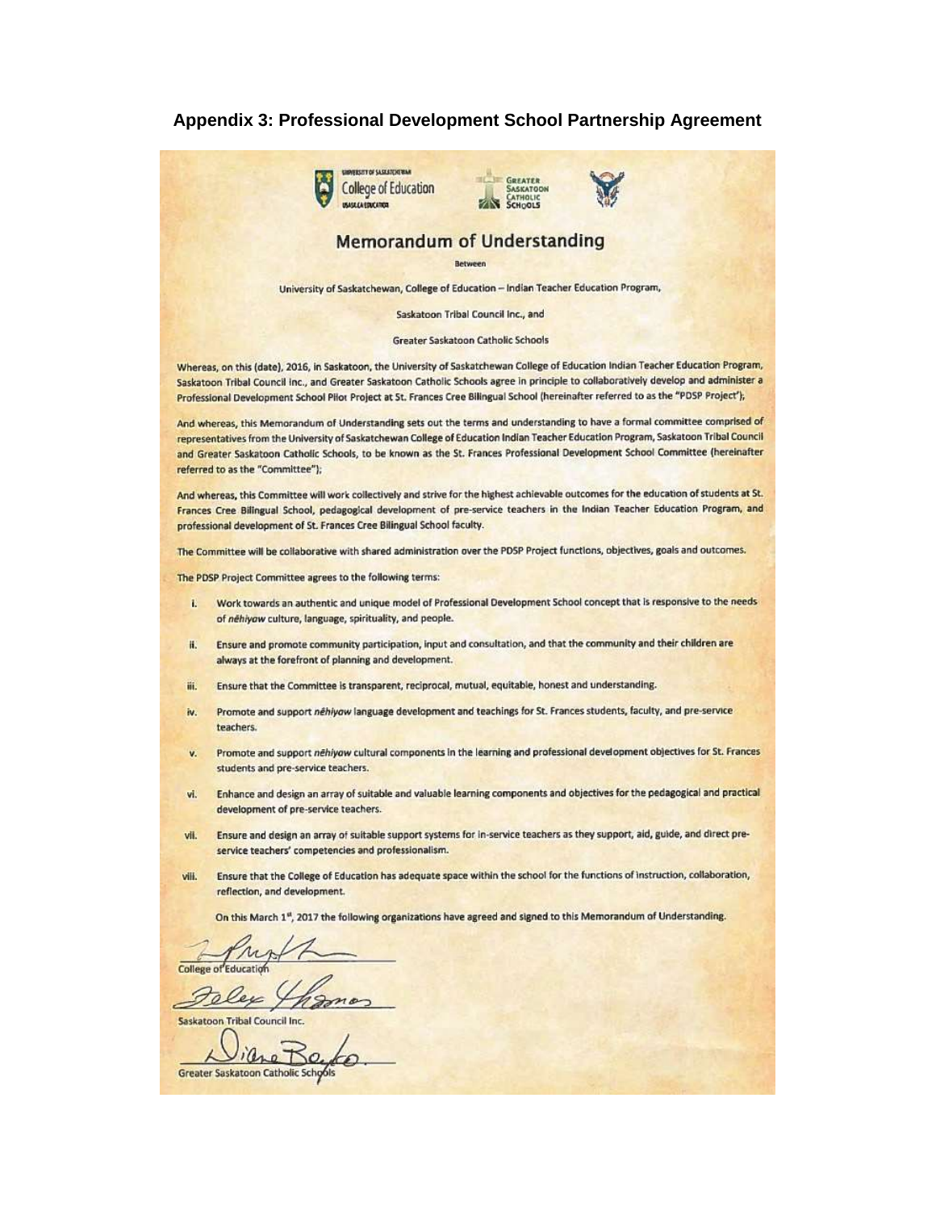## Appendix 3: Professional Development School Partnership Agreement

UNIVERSITY OF SASKATCHEWAN College of Education USASK.CA/EDUCATION

GREATER SASKATOON CATHOLIC SCHOOLS

# Memorandum of Understanding

Between

University of Saskatchewan, College of Education – Indian Teacher Education Program,

Saskatoon Tribal Council Inc., and

Greater Saskatoon Catholic Schools

Whereas, on this (date), 2016, in Saskatoon, the University of Saskatchewan College of Education Indian Teacher Education Program, Saskatoon Tribal Council Inc., and Greater Saskatoon Catholic Schools agree in principle to collaboratively develop and administer a Professional Development School Pilot Project at St. Frances Cree Bilingual School (hereinafter referred to as the "PDSP Project");

And whereas, this Memorandum of Understanding sets out the terms and understanding to have a formal committee comprised of representatives from the University of Saskatchewan College of Education Indian Teacher Education Program, Saskatoon Tribal Council and Greater Saskatoon Catholic Schools, to be known as the St. Frances Professional Development School Committee (hereinafter referred to as the "Committee");

And whereas, this Committee will work collectively and strive for the highest achievable outcomes for the education of students at St. Frances Cree Bilingual School, pedagogical development of pre-service teachers in the Indian Teacher Education Program, and professional development of St. Frances Cree Bilingual School faculty.

The Committee will be collaborative with shared administration over the PDSP Project functions, objectives, goals and outcomes.

The PDSP Project Committee agrees to the following terms:

i. Work towards an authentic and unique model of Professional Development School concept that is responsive to the needs of *nêhiyaw* culture, language, spirituality, and people.

ii. Ensure and promote community participation, input and consultation, and that the community and their children are always at the forefront of planning and development.

iii. Ensure that the Committee is transparent, reciprocal, mutual, equitable, honest and understanding.

iv. Promote and support *nêhiyaw* language development and teachings for St. Frances students, faculty, and pre-service teachers.

v. Promote and support *nêhiyaw* cultural components in the learning and professional development objectives for St. Frances students and pre-service teachers.

vi. Enhance and design an array of suitable and valuable learning components and objectives for the pedagogical and practical development of pre-service teachers.

vii. Ensure and design an array of suitable support systems for in-service teachers as they support, aid, guide, and direct pre-service teachers' competencies and professionalism.

viii. Ensure that the College of Education has adequate space within the school for the functions of instruction, collaboration, reflection, and development.

On this March 1st, 2017 the following organizations have agreed and signed to this Memorandum of Understanding.

College of Education

Saskatoon Tribal Council Inc.

Greater Saskatoon Catholic Schools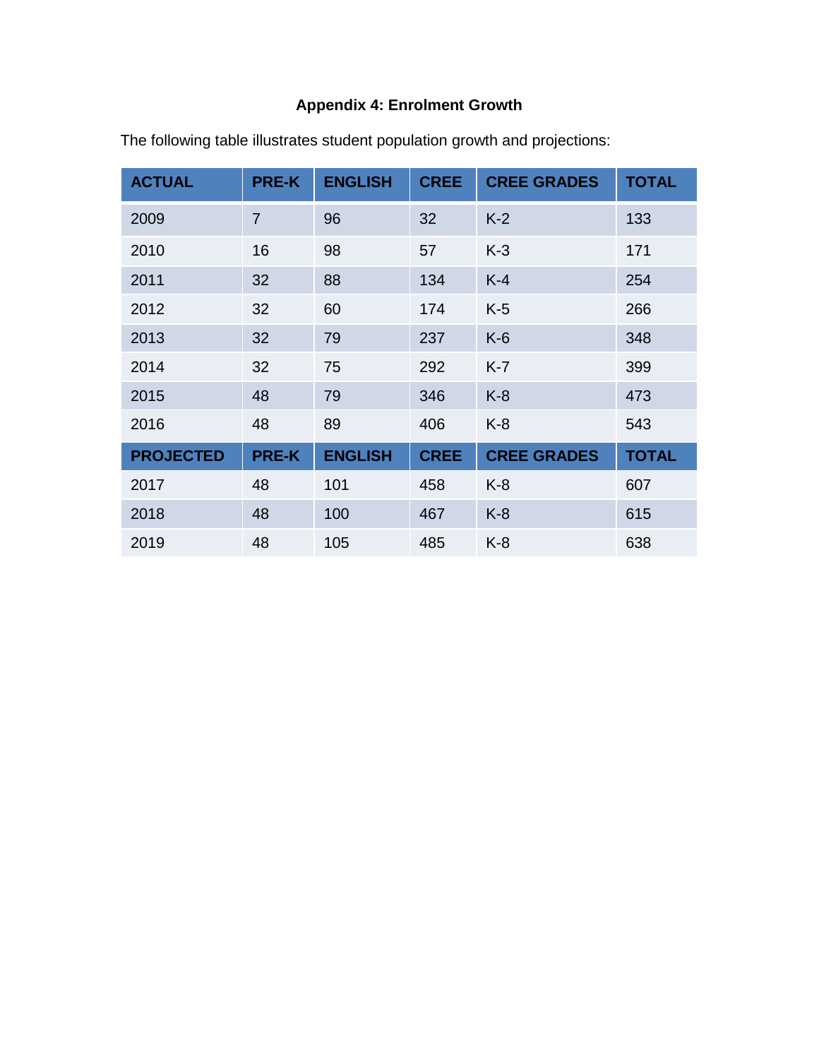**Appendix 4: Enrolment Growth**

The following table illustrates student population growth and projections:

| ACTUAL | PRE-K | ENGLISH | CREE | CREE GRADES | TOTAL |
|---|---|---|---|---|---|
| 2009 | 7 | 96 | 32 | K-2 | 133 |
| 2010 | 16 | 98 | 57 | K-3 | 171 |
| 2011 | 32 | 88 | 134 | K-4 | 254 |
| 2012 | 32 | 60 | 174 | K-5 | 266 |
| 2013 | 32 | 79 | 237 | K-6 | 348 |
| 2014 | 32 | 75 | 292 | K-7 | 399 |
| 2015 | 48 | 79 | 346 | K-8 | 473 |
| 2016 | 48 | 89 | 406 | K-8 | 543 |
| **PROJECTED** | **PRE-K** | **ENGLISH** | **CREE** | **CREE GRADES** | **TOTAL** |
| 2017 | 48 | 101 | 458 | K-8 | 607 |
| 2018 | 48 | 100 | 467 | K-8 | 615 |
| 2019 | 48 | 105 | 485 | K-8 | 638 |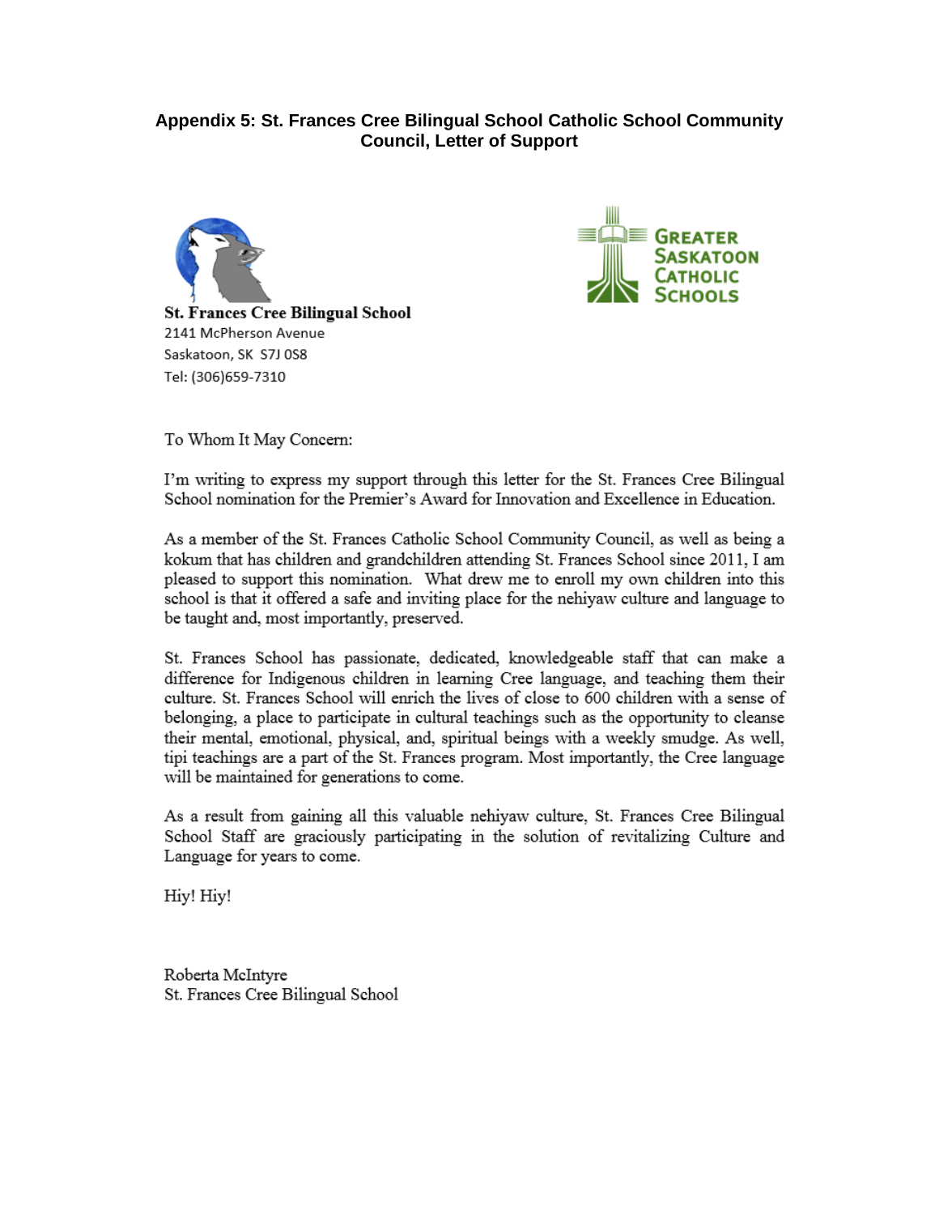**Appendix 5: St. Frances Cree Bilingual School Catholic School Community Council, Letter of Support**

**St. Frances Cree Bilingual School**
2141 McPherson Avenue
Saskatoon, SK S7J 0S8
Tel: (306)659-7310

GREATER SASKATOON CATHOLIC SCHOOLS

To Whom It May Concern:

I'm writing to express my support through this letter for the St. Frances Cree Bilingual School nomination for the Premier's Award for Innovation and Excellence in Education.

As a member of the St. Frances Catholic School Community Council, as well as being a kokum that has children and grandchildren attending St. Frances School since 2011, I am pleased to support this nomination. What drew me to enroll my own children into this school is that it offered a safe and inviting place for the nehiyaw culture and language to be taught and, most importantly, preserved.

St. Frances School has passionate, dedicated, knowledgeable staff that can make a difference for Indigenous children in learning Cree language, and teaching them their culture. St. Frances School will enrich the lives of close to 600 children with a sense of belonging, a place to participate in cultural teachings such as the opportunity to cleanse their mental, emotional, physical, and, spiritual beings with a weekly smudge. As well, tipi teachings are a part of the St. Frances program. Most importantly, the Cree language will be maintained for generations to come.

As a result from gaining all this valuable nehiyaw culture, St. Frances Cree Bilingual School Staff are graciously participating in the solution of revitalizing Culture and Language for years to come.

Hiy! Hiy!

Roberta McIntyre
St. Frances Cree Bilingual School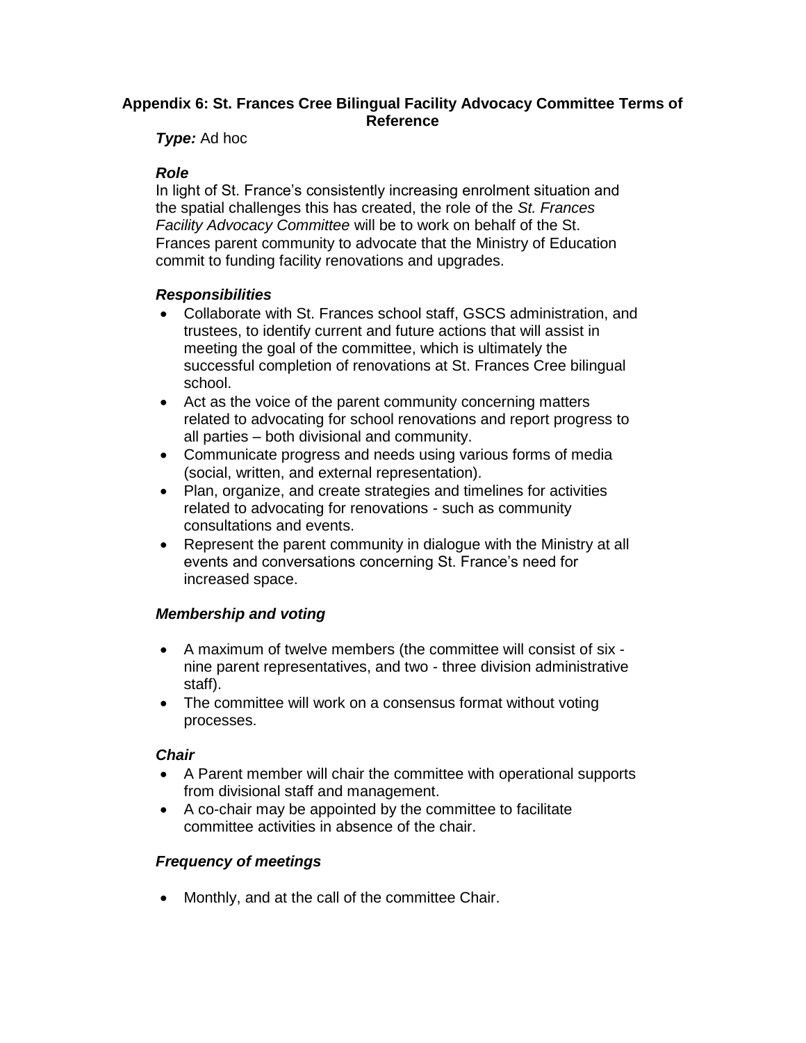## Appendix 6: St. Frances Cree Bilingual Facility Advocacy Committee Terms of Reference

***Type:*** Ad hoc

### *Role*

In light of St. France's consistently increasing enrolment situation and the spatial challenges this has created, the role of the *St. Frances Facility Advocacy Committee* will be to work on behalf of the St. Frances parent community to advocate that the Ministry of Education commit to funding facility renovations and upgrades.

### *Responsibilities*

- Collaborate with St. Frances school staff, GSCS administration, and trustees, to identify current and future actions that will assist in meeting the goal of the committee, which is ultimately the successful completion of renovations at St. Frances Cree bilingual school.
- Act as the voice of the parent community concerning matters related to advocating for school renovations and report progress to all parties – both divisional and community.
- Communicate progress and needs using various forms of media (social, written, and external representation).
- Plan, organize, and create strategies and timelines for activities related to advocating for renovations - such as community consultations and events.
- Represent the parent community in dialogue with the Ministry at all events and conversations concerning St. France's need for increased space.

### *Membership and voting*

- A maximum of twelve members (the committee will consist of six - nine parent representatives, and two - three division administrative staff).
- The committee will work on a consensus format without voting processes.

### *Chair*

- A Parent member will chair the committee with operational supports from divisional staff and management.
- A co-chair may be appointed by the committee to facilitate committee activities in absence of the chair.

### *Frequency of meetings*

- Monthly, and at the call of the committee Chair.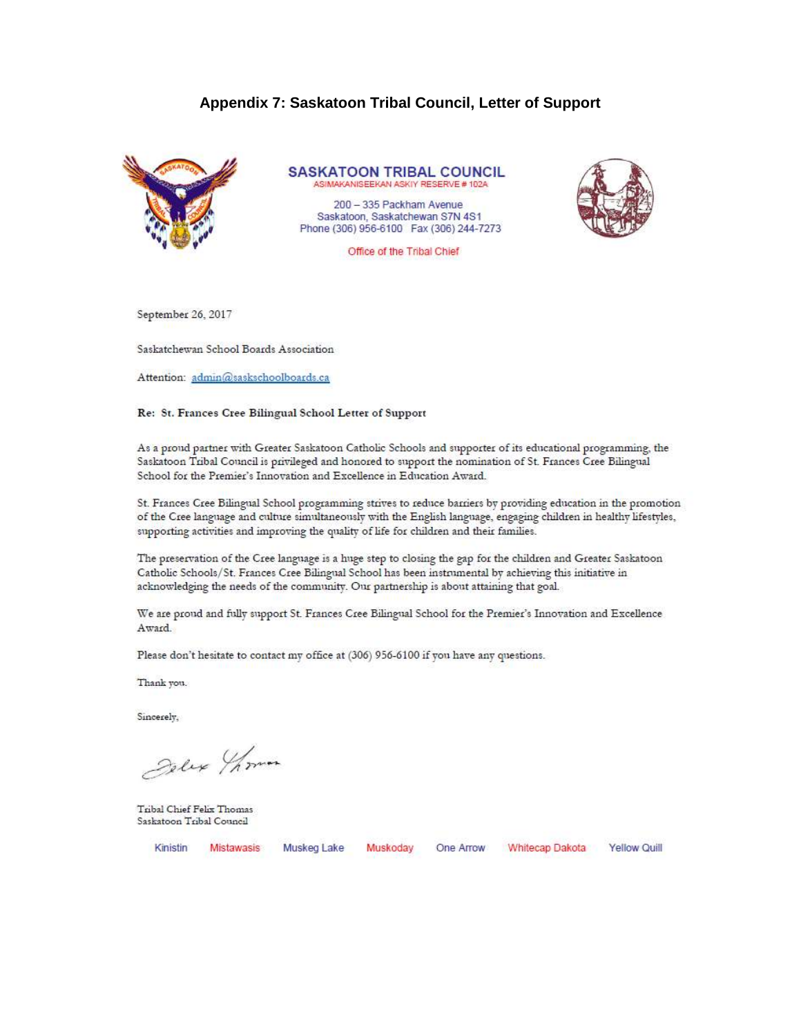**Appendix 7: Saskatoon Tribal Council, Letter of Support**

**SASKATOON TRIBAL COUNCIL**
ASIMAKANISEEKAN ASKIY RESERVE # 102A

200 – 335 Packham Avenue
Saskatoon, Saskatchewan S7N 4S1
Phone (306) 956-6100 Fax (306) 244-7273

Office of the Tribal Chief

September 26, 2017

Saskatchewan School Boards Association

Attention: admin@saskschoolboards.ca

**Re: St. Frances Cree Bilingual School Letter of Support**

As a proud partner with Greater Saskatoon Catholic Schools and supporter of its educational programming, the Saskatoon Tribal Council is privileged and honored to support the nomination of St. Frances Cree Bilingual School for the Premier's Innovation and Excellence in Education Award.

St. Frances Cree Bilingual School programming strives to reduce barriers by providing education in the promotion of the Cree language and culture simultaneously with the English language, engaging children in healthy lifestyles, supporting activities and improving the quality of life for children and their families.

The preservation of the Cree language is a huge step to closing the gap for the children and Greater Saskatoon Catholic Schools/St. Frances Cree Bilingual School has been instrumental by achieving this initiative in acknowledging the needs of the community. Our partnership is about attaining that goal.

We are proud and fully support St. Frances Cree Bilingual School for the Premier's Innovation and Excellence Award.

Please don't hesitate to contact my office at (306) 956-6100 if you have any questions.

Thank you.

Sincerely,

Felix Thomas

Tribal Chief Felix Thomas
Saskatoon Tribal Council

Kinistin Mistawasis Muskeg Lake Muskoday One Arrow Whitecap Dakota Yellow Quill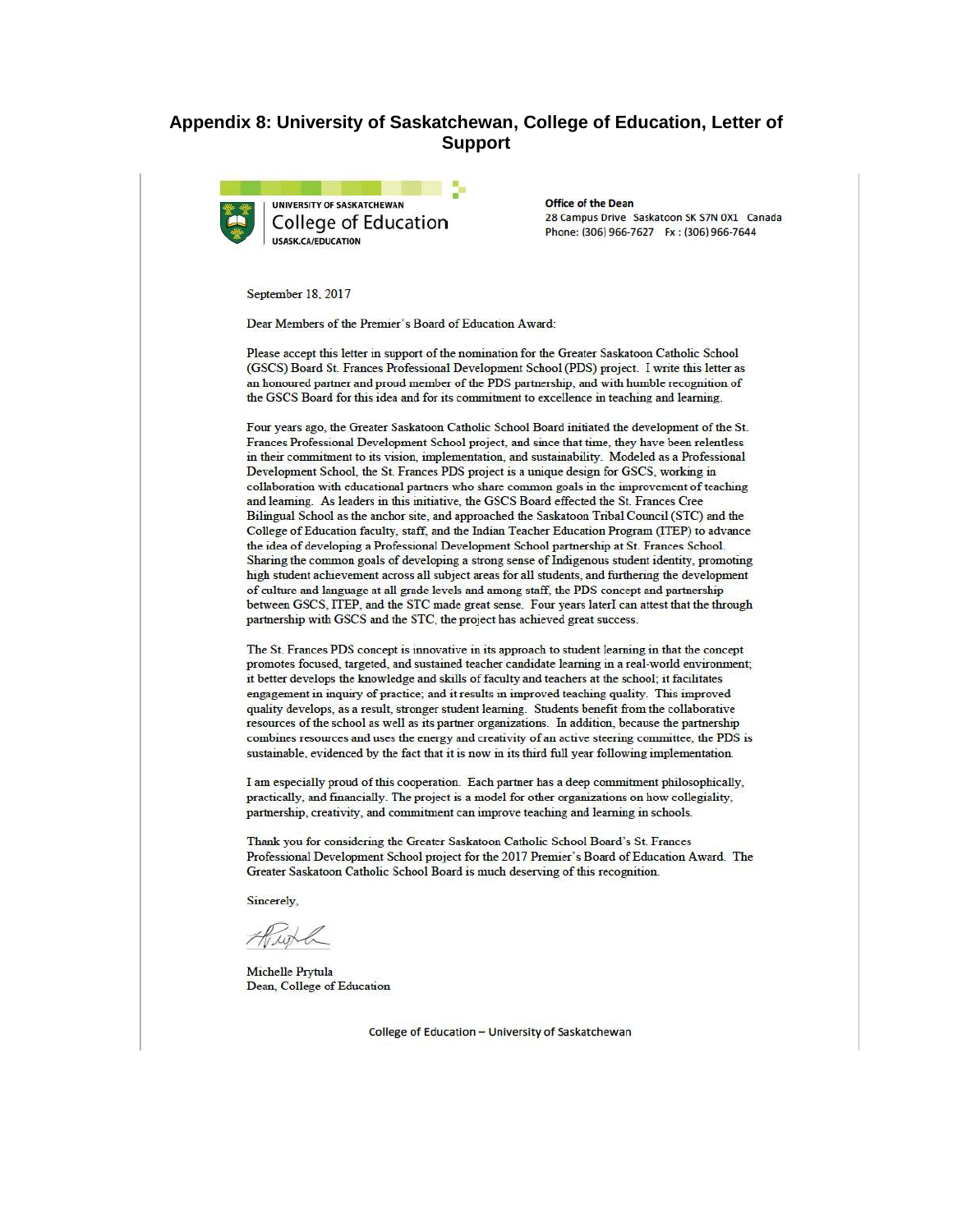## Appendix 8: University of Saskatchewan, College of Education, Letter of Support

UNIVERSITY OF SASKATCHEWAN
College of Education
USASK.CA/EDUCATION

**Office of the Dean**
28 Campus Drive Saskatoon SK S7N 0X1 Canada
Phone: (306) 966-7627 Fx : (306) 966-7644

September 18, 2017

Dear Members of the Premier's Board of Education Award:

Please accept this letter in support of the nomination for the Greater Saskatoon Catholic School (GSCS) Board St. Frances Professional Development School (PDS) project. I write this letter as an honoured partner and proud member of the PDS partnership, and with humble recognition of the GSCS Board for this idea and for its commitment to excellence in teaching and learning.

Four years ago, the Greater Saskatoon Catholic School Board initiated the development of the St. Frances Professional Development School project, and since that time, they have been relentless in their commitment to its vision, implementation, and sustainability. Modeled as a Professional Development School, the St. Frances PDS project is a unique design for GSCS, working in collaboration with educational partners who share common goals in the improvement of teaching and learning. As leaders in this initiative, the GSCS Board effected the St. Frances Cree Bilingual School as the anchor site, and approached the Saskatoon Tribal Council (STC) and the College of Education faculty, staff, and the Indian Teacher Education Program (ITEP) to advance the idea of developing a Professional Development School partnership at St. Frances School. Sharing the common goals of developing a strong sense of Indigenous student identity, promoting high student achievement across all subject areas for all students, and furthering the development of culture and language at all grade levels and among staff, the PDS concept and partnership between GSCS, ITEP, and the STC made great sense. Four years laterI can attest that the through partnership with GSCS and the STC, the project has achieved great success.

The St. Frances PDS concept is innovative in its approach to student learning in that the concept promotes focused, targeted, and sustained teacher candidate learning in a real-world environment; it better develops the knowledge and skills of faculty and teachers at the school; it facilitates engagement in inquiry of practice; and it results in improved teaching quality. This improved quality develops, as a result, stronger student learning. Students benefit from the collaborative resources of the school as well as its partner organizations. In addition, because the partnership combines resources and uses the energy and creativity of an active steering committee, the PDS is sustainable, evidenced by the fact that it is now in its third full year following implementation.

I am especially proud of this cooperation. Each partner has a deep commitment philosophically, practically, and financially. The project is a model for other organizations on how collegiality, partnership, creativity, and commitment can improve teaching and learning in schools.

Thank you for considering the Greater Saskatoon Catholic School Board's St. Frances Professional Development School project for the 2017 Premier's Board of Education Award. The Greater Saskatoon Catholic School Board is much deserving of this recognition.

Sincerely,

Michelle Prytula
Dean, College of Education

College of Education – University of Saskatchewan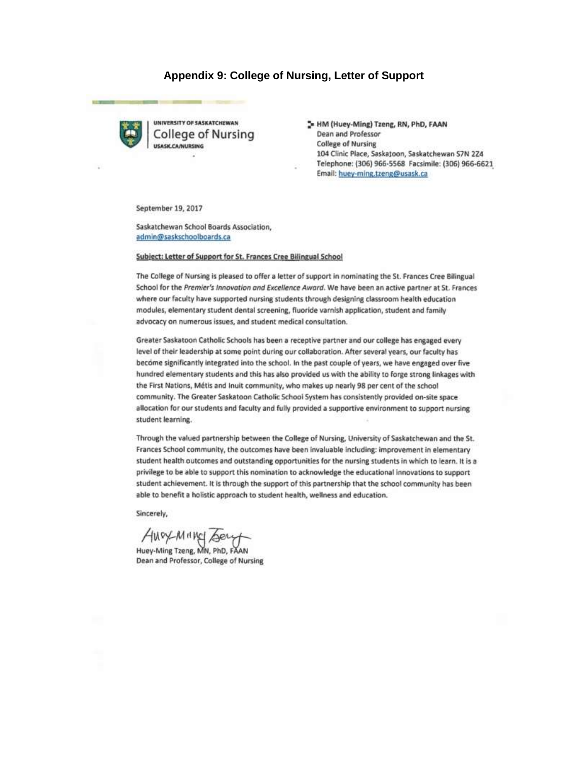## Appendix 9: College of Nursing, Letter of Support

UNIVERSITY OF SASKATCHEWAN
College of Nursing
USASK.CA/NURSING

**HM (Huey-Ming) Tzeng, RN, PhD, FAAN**
Dean and Professor
College of Nursing
104 Clinic Place, Saskatoon, Saskatchewan S7N 2Z4
Telephone: (306) 966-5568 Facsimile: (306) 966-6621
Email: huey-ming.tzeng@usask.ca

September 19, 2017

Saskatchewan School Boards Association,
admin@saskschoolboards.ca

**Subject: Letter of Support for St. Frances Cree Bilingual School**

The College of Nursing is pleased to offer a letter of support in nominating the St. Frances Cree Bilingual School for the *Premier's Innovation and Excellence Award*. We have been an active partner at St. Frances where our faculty have supported nursing students through designing classroom health education modules, elementary student dental screening, fluoride varnish application, student and family advocacy on numerous issues, and student medical consultation.

Greater Saskatoon Catholic Schools has been a receptive partner and our college has engaged every level of their leadership at some point during our collaboration. After several years, our faculty has become significantly integrated into the school. In the past couple of years, we have engaged over five hundred elementary students and this has also provided us with the ability to forge strong linkages with the First Nations, Métis and Inuit community, who makes up nearly 98 per cent of the school community. The Greater Saskatoon Catholic School System has consistently provided on-site space allocation for our students and faculty and fully provided a supportive environment to support nursing student learning.

Through the valued partnership between the College of Nursing, University of Saskatchewan and the St. Frances School community, the outcomes have been invaluable including: improvement in elementary student health outcomes and outstanding opportunities for the nursing students in which to learn. It is a privilege to be able to support this nomination to acknowledge the educational innovations to support student achievement. It is through the support of this partnership that the school community has been able to benefit a holistic approach to student health, wellness and education.

Sincerely,

Huey-Ming Tzeng

Huey-Ming Tzeng, MN, PhD, FAAN
Dean and Professor, College of Nursing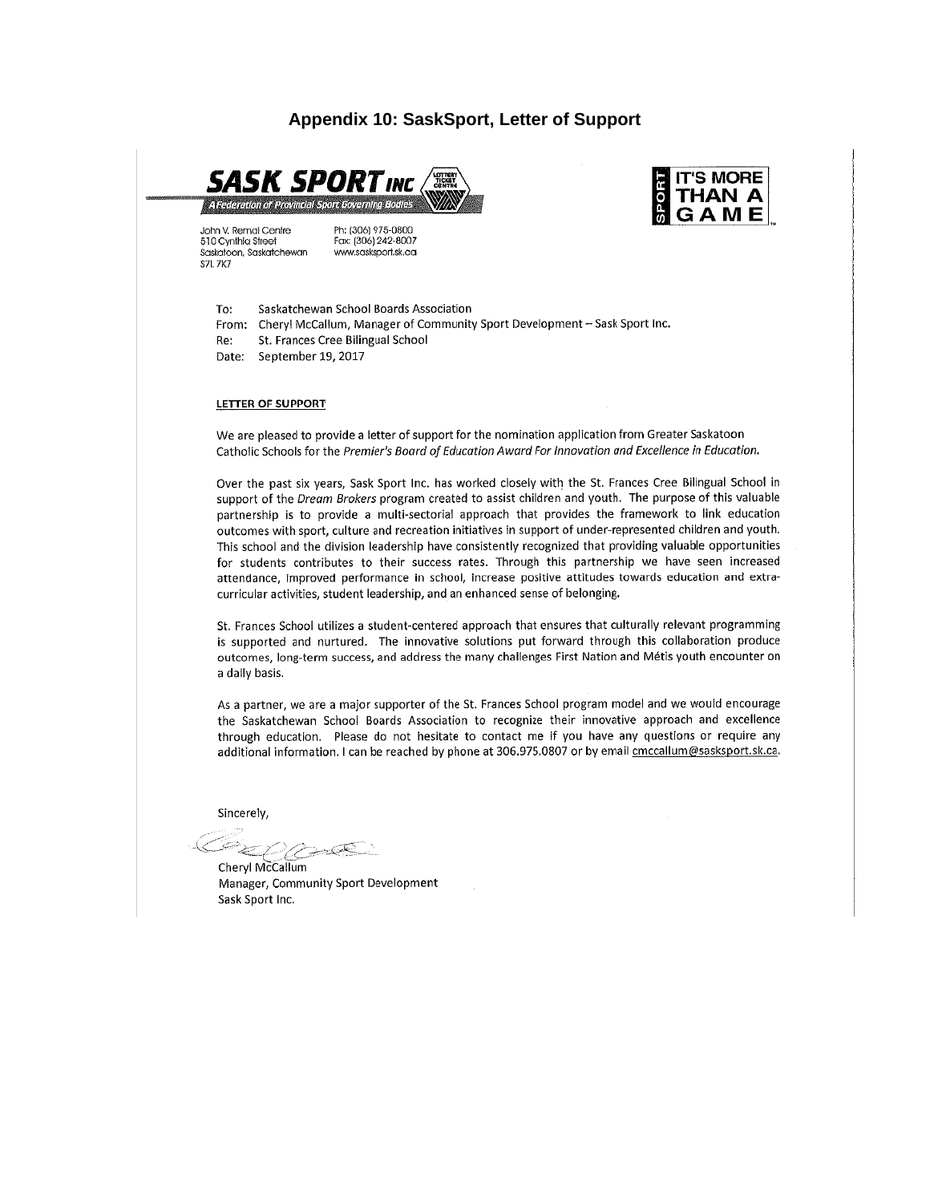# Appendix 10: SaskSport, Letter of Support

**SASK SPORT INC**
*A Federation of Provincial Sport Governing Bodies*

LOTTERY TICKET CENTRE

SPORT IT'S MORE THAN A GAME™

John V. Remai Centre
510 Cynthia Street
Saskatoon, Saskatchewan
S7L 7K7

Ph: (306) 975-0800
Fax: (306) 242-8007
www.sasksport.sk.ca

To: Saskatchewan School Boards Association
From: Cheryl McCallum, Manager of Community Sport Development – Sask Sport Inc.
Re: St. Frances Cree Bilingual School
Date: September 19, 2017

**LETTER OF SUPPORT**

We are pleased to provide a letter of support for the nomination application from Greater Saskatoon Catholic Schools for the *Premier's Board of Education Award For Innovation and Excellence in Education.*

Over the past six years, Sask Sport Inc. has worked closely with the St. Frances Cree Bilingual School in support of the *Dream Brokers* program created to assist children and youth. The purpose of this valuable partnership is to provide a multi-sectorial approach that provides the framework to link education outcomes with sport, culture and recreation initiatives in support of under-represented children and youth. This school and the division leadership have consistently recognized that providing valuable opportunities for students contributes to their success rates. Through this partnership we have seen increased attendance, improved performance in school, increase positive attitudes towards education and extra-curricular activities, student leadership, and an enhanced sense of belonging.

St. Frances School utilizes a student-centered approach that ensures that culturally relevant programming is supported and nurtured. The innovative solutions put forward through this collaboration produce outcomes, long-term success, and address the many challenges First Nation and Métis youth encounter on a daily basis.

As a partner, we are a major supporter of the St. Frances School program model and we would encourage the Saskatchewan School Boards Association to recognize their innovative approach and excellence through education. Please do not hesitate to contact me if you have any questions or require any additional information. I can be reached by phone at 306.975.0807 or by email cmccallum@sasksport.sk.ca.

Sincerely,

Cheryl McCallum
Manager, Community Sport Development
Sask Sport Inc.